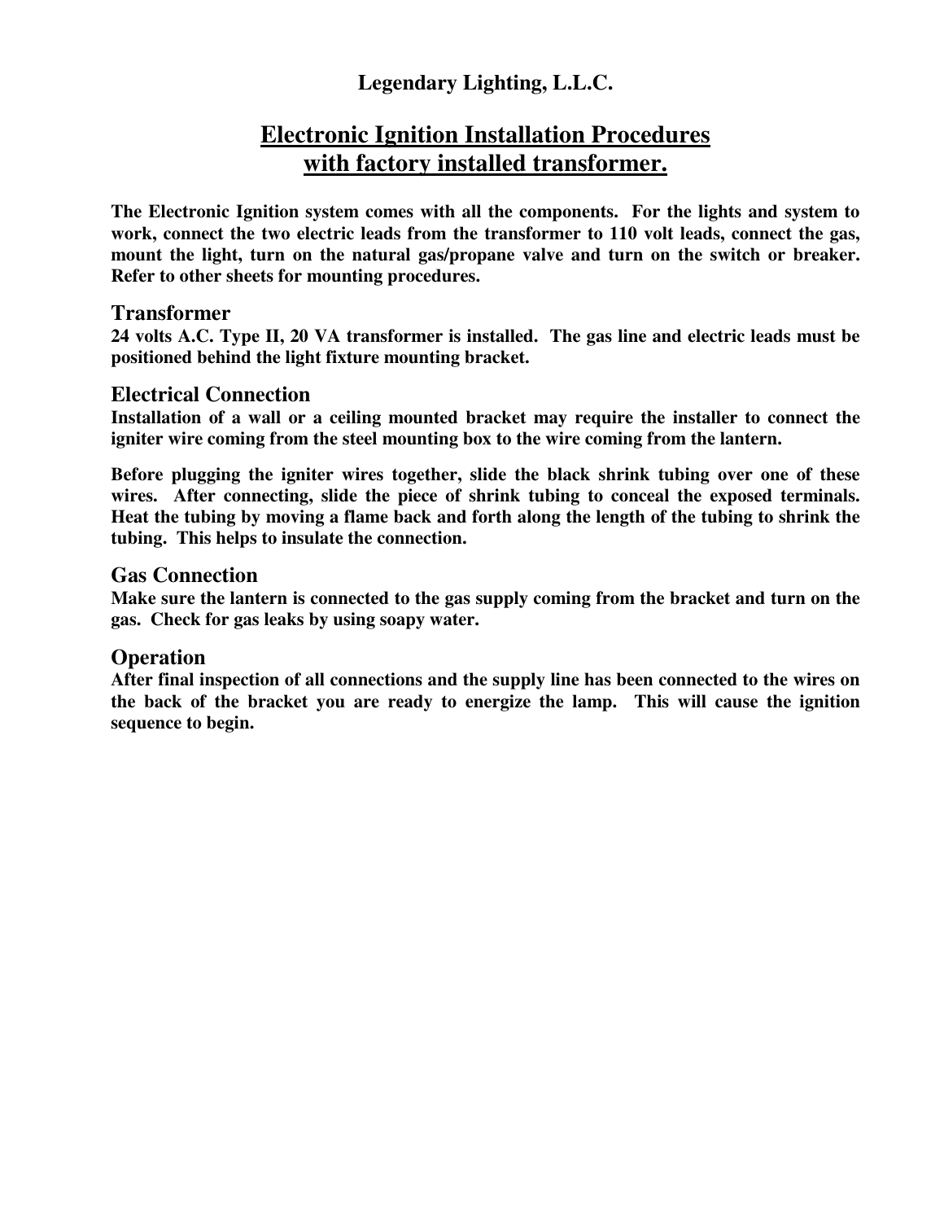**Legendary Lighting, L.L.C.**

# Electronic Ignition Installation Procedures with factory installed transformer.

**The Electronic Ignition system comes with all the components. For the lights and system to work, connect the two electric leads from the transformer to 110 volt leads, connect the gas, mount the light, turn on the natural gas/propane valve and turn on the switch or breaker. Refer to other sheets for mounting procedures.**

## Transformer

**24 volts A.C. Type II, 20 VA transformer is installed. The gas line and electric leads must be positioned behind the light fixture mounting bracket.**

## Electrical Connection

**Installation of a wall or a ceiling mounted bracket may require the installer to connect the igniter wire coming from the steel mounting box to the wire coming from the lantern.**

**Before plugging the igniter wires together, slide the black shrink tubing over one of these wires. After connecting, slide the piece of shrink tubing to conceal the exposed terminals. Heat the tubing by moving a flame back and forth along the length of the tubing to shrink the tubing. This helps to insulate the connection.**

## Gas Connection

**Make sure the lantern is connected to the gas supply coming from the bracket and turn on the gas. Check for gas leaks by using soapy water.**

## Operation

**After final inspection of all connections and the supply line has been connected to the wires on the back of the bracket you are ready to energize the lamp. This will cause the ignition sequence to begin.**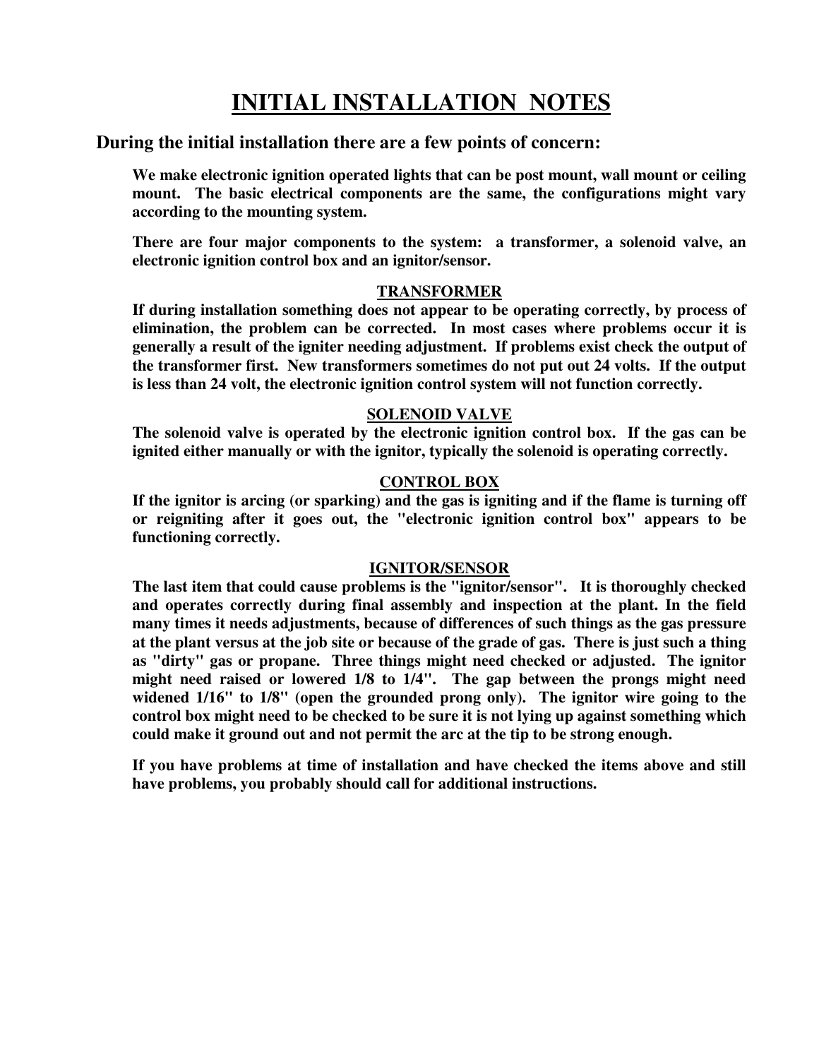# INITIAL INSTALLATION NOTES

## During the initial installation there are a few points of concern:

**We make electronic ignition operated lights that can be post mount, wall mount or ceiling mount. The basic electrical components are the same, the configurations might vary according to the mounting system.**

**There are four major components to the system: a transformer, a solenoid valve, an electronic ignition control box and an ignitor/sensor.**

### TRANSFORMER

**If during installation something does not appear to be operating correctly, by process of elimination, the problem can be corrected. In most cases where problems occur it is generally a result of the igniter needing adjustment. If problems exist check the output of the transformer first. New transformers sometimes do not put out 24 volts. If the output is less than 24 volt, the electronic ignition control system will not function correctly.**

### SOLENOID VALVE

**The solenoid valve is operated by the electronic ignition control box. If the gas can be ignited either manually or with the ignitor, typically the solenoid is operating correctly.**

### CONTROL BOX

**If the ignitor is arcing (or sparking) and the gas is igniting and if the flame is turning off or reigniting after it goes out, the "electronic ignition control box" appears to be functioning correctly.**

### IGNITOR/SENSOR

**The last item that could cause problems is the "ignitor/sensor". It is thoroughly checked and operates correctly during final assembly and inspection at the plant. In the field many times it needs adjustments, because of differences of such things as the gas pressure at the plant versus at the job site or because of the grade of gas. There is just such a thing as "dirty" gas or propane. Three things might need checked or adjusted. The ignitor might need raised or lowered 1/8 to 1/4". The gap between the prongs might need widened 1/16" to 1/8" (open the grounded prong only). The ignitor wire going to the control box might need to be checked to be sure it is not lying up against something which could make it ground out and not permit the arc at the tip to be strong enough.**

**If you have problems at time of installation and have checked the items above and still have problems, you probably should call for additional instructions.**